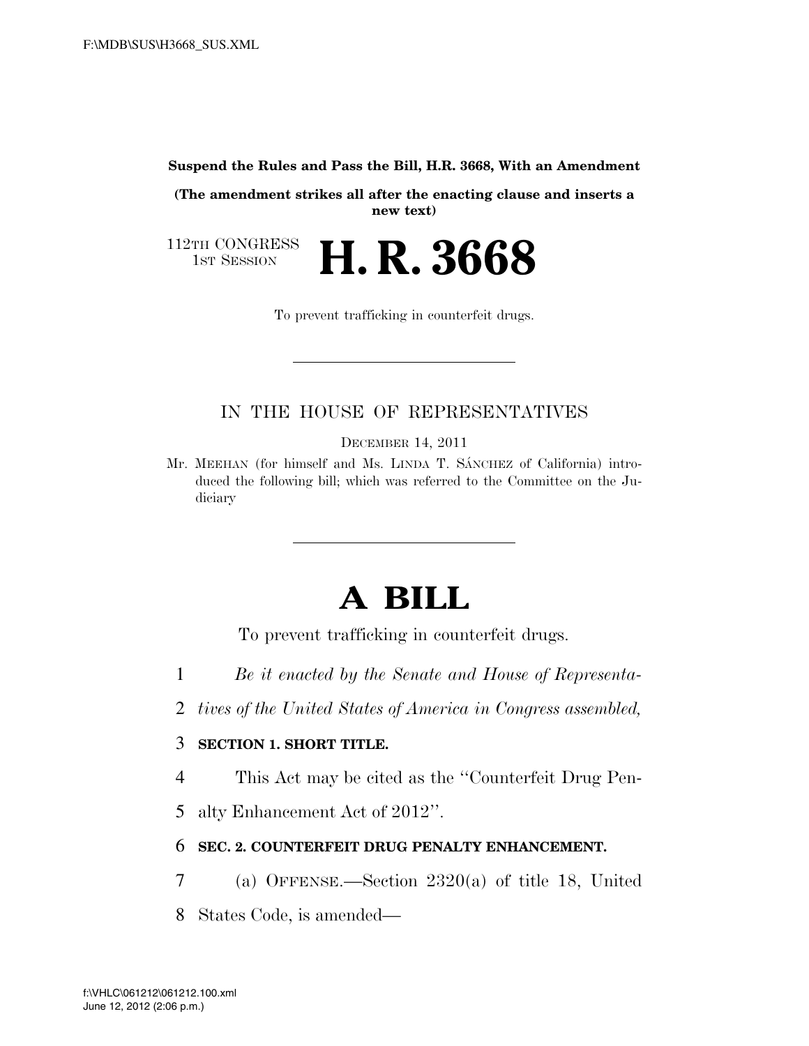**Suspend the Rules and Pass the Bill, H.R. 3668, With an Amendment**

**(The amendment strikes all after the enacting clause and inserts a new text)**

112TH CONGRESS
1ST SESSION

# H. R. 3668

To prevent trafficking in counterfeit drugs.

---

IN THE HOUSE OF REPRESENTATIVES

DECEMBER 14, 2011

Mr. MEEHAN (for himself and Ms. LINDA T. SÁNCHEZ of California) introduced the following bill; which was referred to the Committee on the Judiciary

---

# A BILL

To prevent trafficking in counterfeit drugs.

1 *Be it enacted by the Senate and House of Representa-*
2 *tives of the United States of America in Congress assembled,*

3 **SECTION 1. SHORT TITLE.**

4 This Act may be cited as the ''Counterfeit Drug Pen-
5 alty Enhancement Act of 2012''.

6 **SEC. 2. COUNTERFEIT DRUG PENALTY ENHANCEMENT.**

7 (a) OFFENSE.—Section 2320(a) of title 18, United
8 States Code, is amended—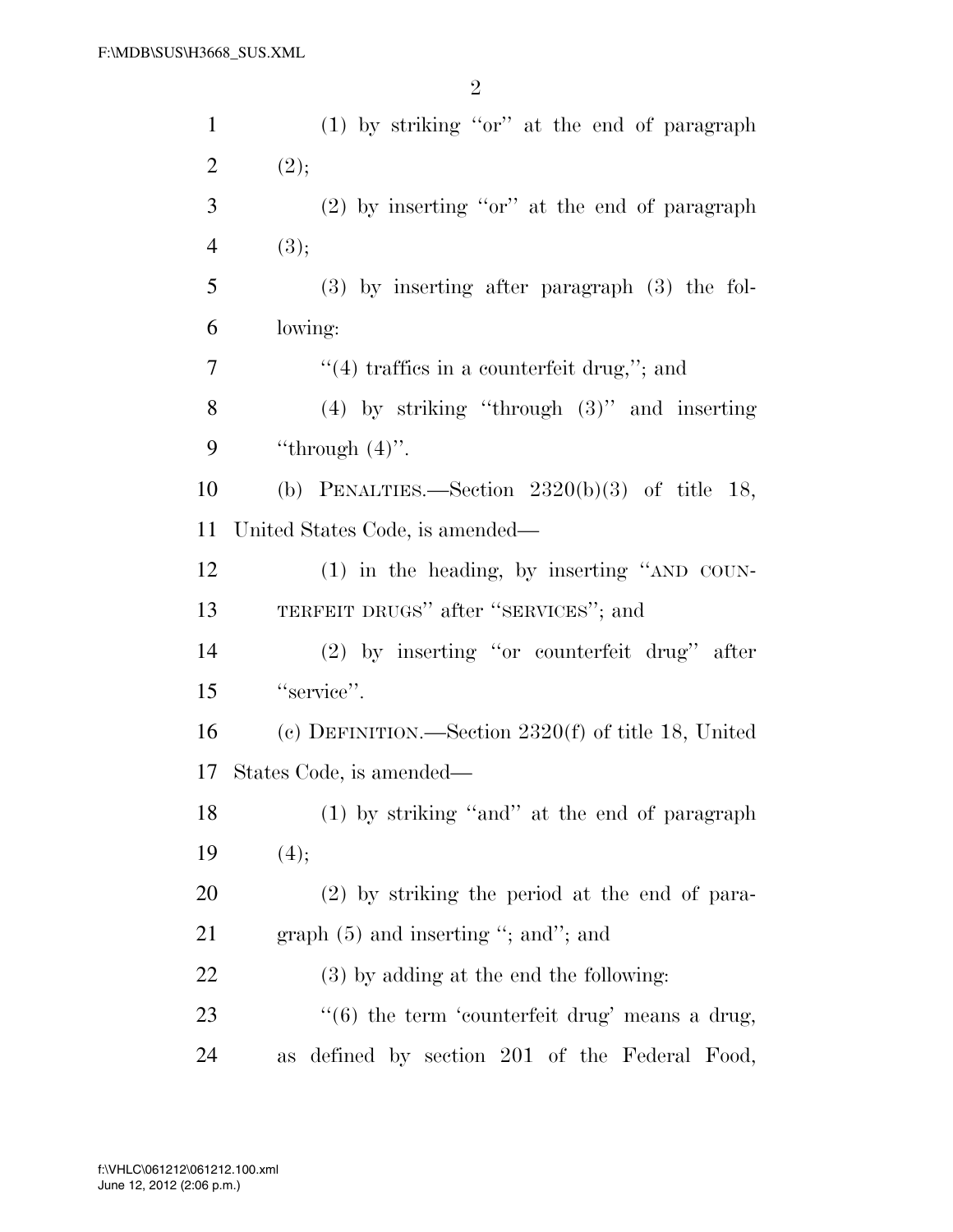(1) by striking ''or'' at the end of paragraph (2);

(2) by inserting ''or'' at the end of paragraph (3);

(3) by inserting after paragraph (3) the following:

''(4) traffics in a counterfeit drug,''; and

(4) by striking ''through (3)'' and inserting ''through (4)''.

(b) PENALTIES.—Section 2320(b)(3) of title 18, United States Code, is amended—

(1) in the heading, by inserting ''AND COUNTERFEIT DRUGS'' after ''SERVICES''; and

(2) by inserting ''or counterfeit drug'' after ''service''.

(c) DEFINITION.—Section 2320(f) of title 18, United States Code, is amended—

(1) by striking ''and'' at the end of paragraph (4);

(2) by striking the period at the end of paragraph (5) and inserting ''; and''; and

(3) by adding at the end the following:

''(6) the term 'counterfeit drug' means a drug, as defined by section 201 of the Federal Food,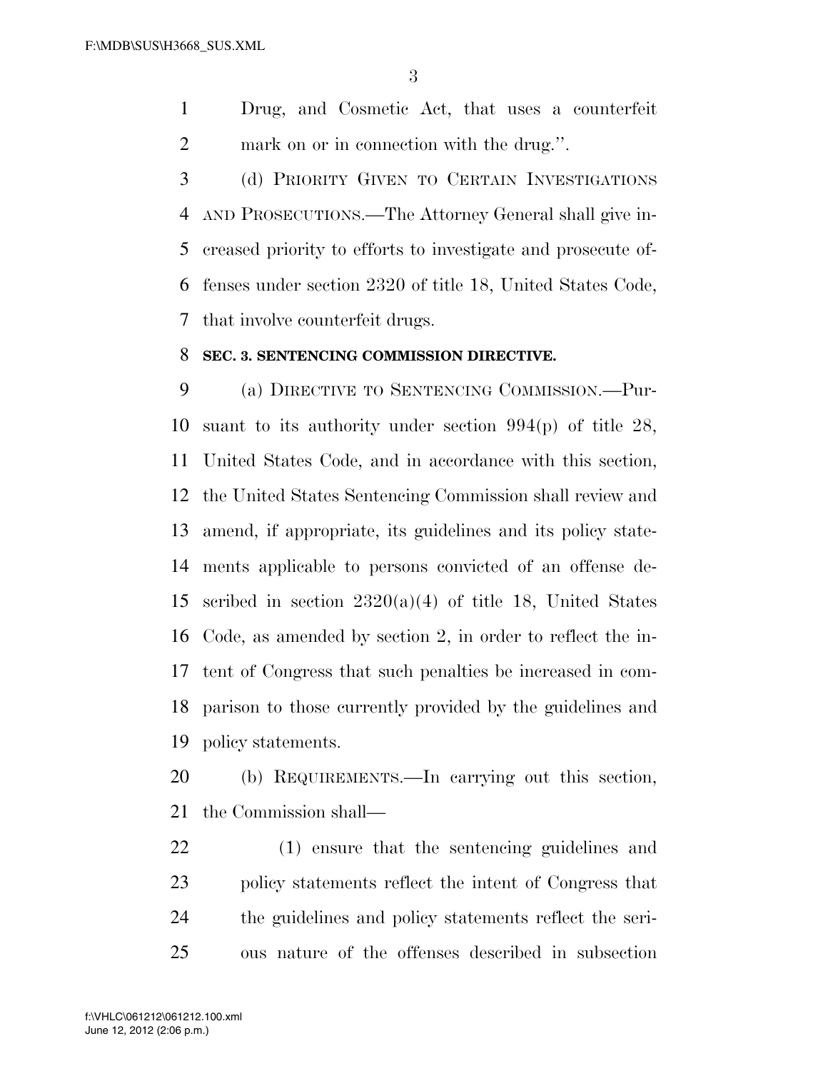Drug, and Cosmetic Act, that uses a counterfeit mark on or in connection with the drug.''.

(d) PRIORITY GIVEN TO CERTAIN INVESTIGATIONS AND PROSECUTIONS.—The Attorney General shall give increased priority to efforts to investigate and prosecute offenses under section 2320 of title 18, United States Code, that involve counterfeit drugs.

**SEC. 3. SENTENCING COMMISSION DIRECTIVE.**

(a) DIRECTIVE TO SENTENCING COMMISSION.—Pursuant to its authority under section 994(p) of title 28, United States Code, and in accordance with this section, the United States Sentencing Commission shall review and amend, if appropriate, its guidelines and its policy statements applicable to persons convicted of an offense described in section 2320(a)(4) of title 18, United States Code, as amended by section 2, in order to reflect the intent of Congress that such penalties be increased in comparison to those currently provided by the guidelines and policy statements.

(b) REQUIREMENTS.—In carrying out this section, the Commission shall—

(1) ensure that the sentencing guidelines and policy statements reflect the intent of Congress that the guidelines and policy statements reflect the serious nature of the offenses described in subsection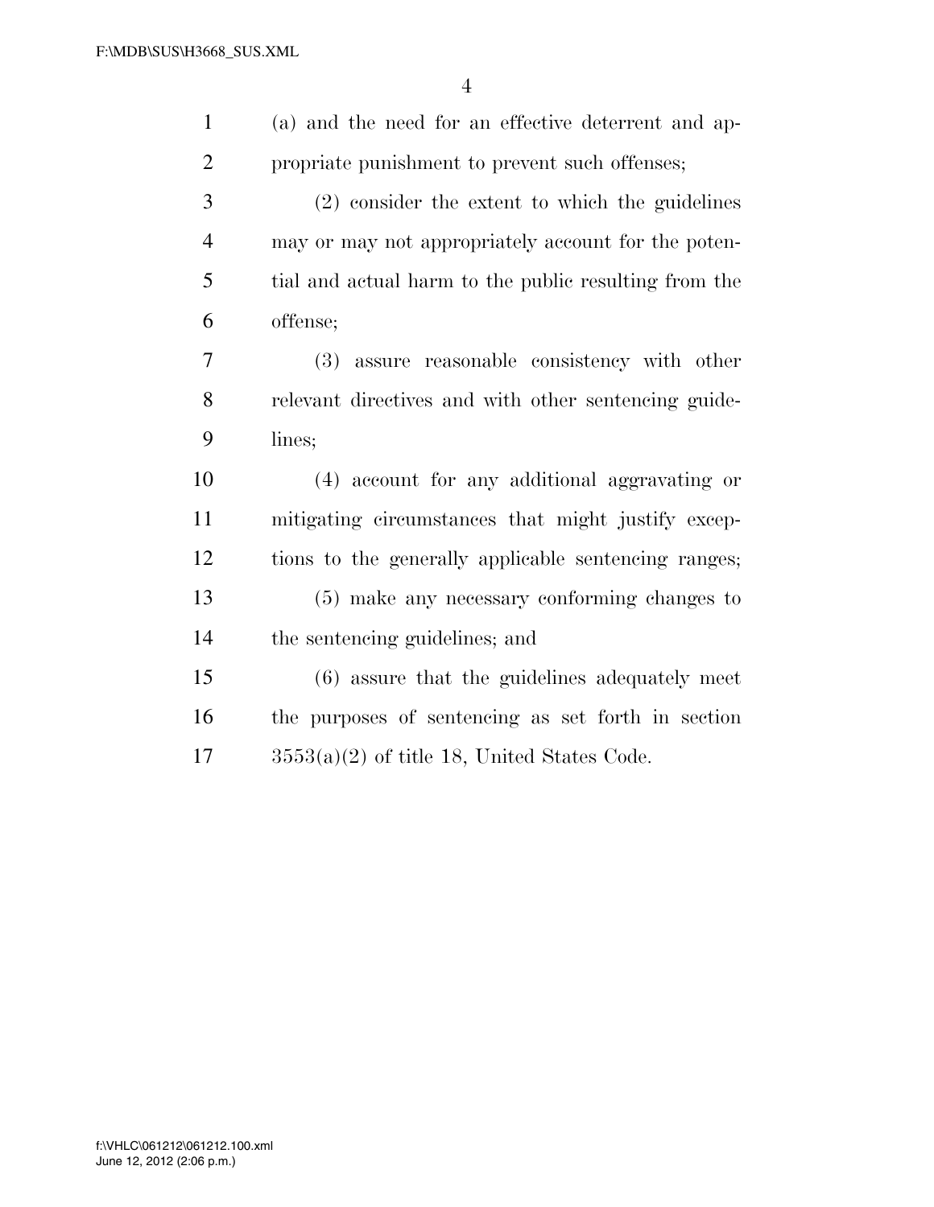(a) and the need for an effective deterrent and appropriate punishment to prevent such offenses;

(2) consider the extent to which the guidelines may or may not appropriately account for the potential and actual harm to the public resulting from the offense;

(3) assure reasonable consistency with other relevant directives and with other sentencing guidelines;

(4) account for any additional aggravating or mitigating circumstances that might justify exceptions to the generally applicable sentencing ranges;

(5) make any necessary conforming changes to the sentencing guidelines; and

(6) assure that the guidelines adequately meet the purposes of sentencing as set forth in section 3553(a)(2) of title 18, United States Code.